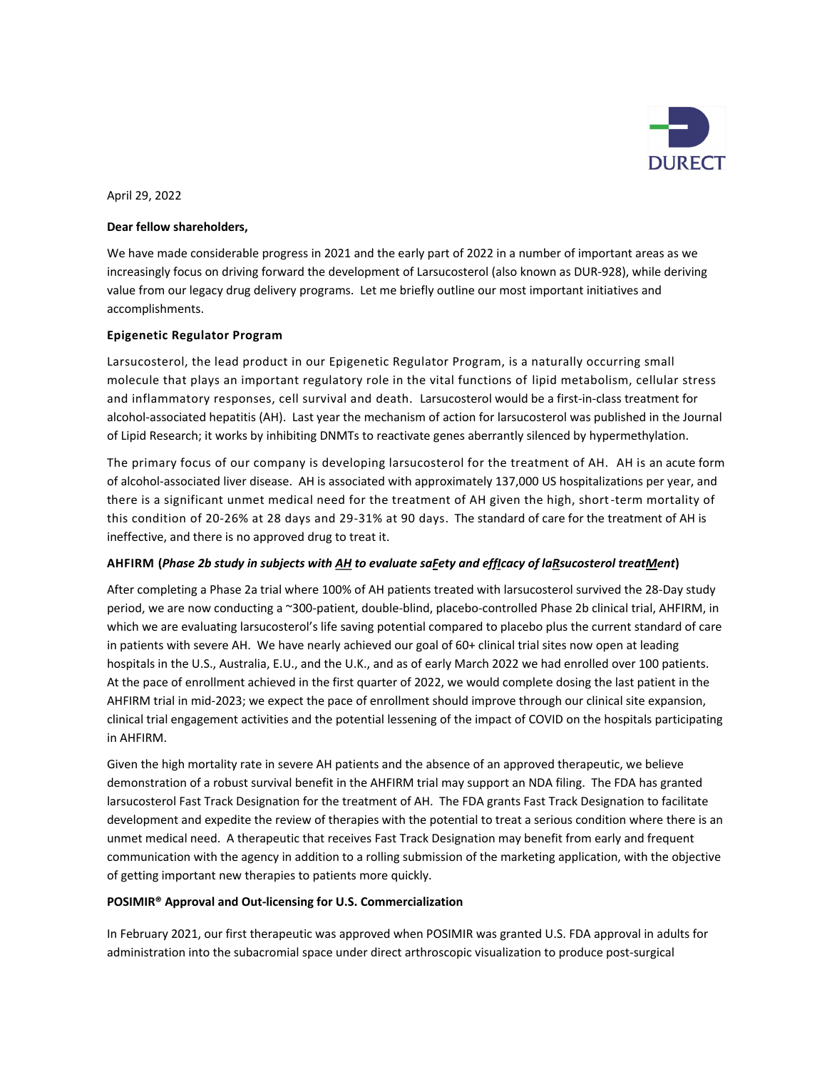DURECT

April 29, 2022

**Dear fellow shareholders,**

We have made considerable progress in 2021 and the early part of 2022 in a number of important areas as we increasingly focus on driving forward the development of Larsucosterol (also known as DUR-928), while deriving value from our legacy drug delivery programs. Let me briefly outline our most important initiatives and accomplishments.

**Epigenetic Regulator Program**

Larsucosterol, the lead product in our Epigenetic Regulator Program, is a naturally occurring small molecule that plays an important regulatory role in the vital functions of lipid metabolism, cellular stress and inflammatory responses, cell survival and death. Larsucosterol would be a first-in-class treatment for alcohol-associated hepatitis (AH). Last year the mechanism of action for larsucosterol was published in the Journal of Lipid Research; it works by inhibiting DNMTs to reactivate genes aberrantly silenced by hypermethylation.

The primary focus of our company is developing larsucosterol for the treatment of AH. AH is an acute form of alcohol-associated liver disease. AH is associated with approximately 137,000 US hospitalizations per year, and there is a significant unmet medical need for the treatment of AH given the high, short-term mortality of this condition of 20-26% at 28 days and 29-31% at 90 days. The standard of care for the treatment of AH is ineffective, and there is no approved drug to treat it.

**AHFIRM (*Phase 2b study in subjects with AH to evaluate saFety and effIcacy of laRsucosterol treatMent*)**

After completing a Phase 2a trial where 100% of AH patients treated with larsucosterol survived the 28-Day study period, we are now conducting a ~300-patient, double-blind, placebo-controlled Phase 2b clinical trial, AHFIRM, in which we are evaluating larsucosterol's life saving potential compared to placebo plus the current standard of care in patients with severe AH. We have nearly achieved our goal of 60+ clinical trial sites now open at leading hospitals in the U.S., Australia, E.U., and the U.K., and as of early March 2022 we had enrolled over 100 patients. At the pace of enrollment achieved in the first quarter of 2022, we would complete dosing the last patient in the AHFIRM trial in mid-2023; we expect the pace of enrollment should improve through our clinical site expansion, clinical trial engagement activities and the potential lessening of the impact of COVID on the hospitals participating in AHFIRM.

Given the high mortality rate in severe AH patients and the absence of an approved therapeutic, we believe demonstration of a robust survival benefit in the AHFIRM trial may support an NDA filing. The FDA has granted larsucosterol Fast Track Designation for the treatment of AH. The FDA grants Fast Track Designation to facilitate development and expedite the review of therapies with the potential to treat a serious condition where there is an unmet medical need. A therapeutic that receives Fast Track Designation may benefit from early and frequent communication with the agency in addition to a rolling submission of the marketing application, with the objective of getting important new therapies to patients more quickly.

**POSIMIR® Approval and Out-licensing for U.S. Commercialization**

In February 2021, our first therapeutic was approved when POSIMIR was granted U.S. FDA approval in adults for administration into the subacromial space under direct arthroscopic visualization to produce post-surgical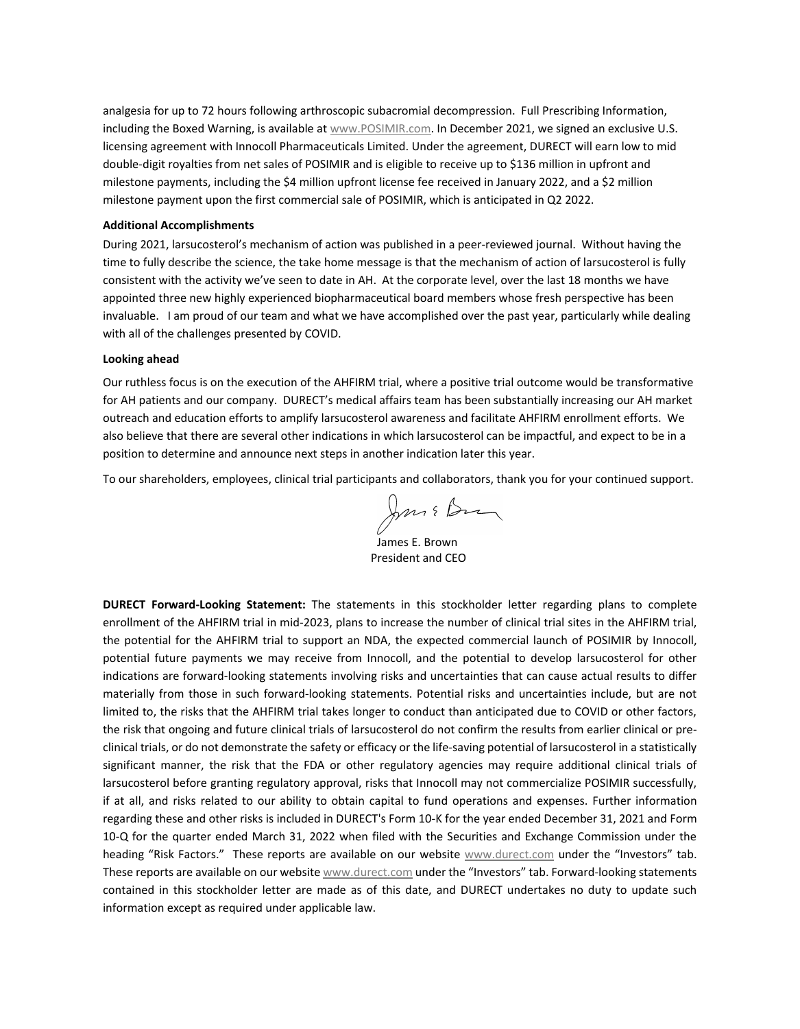analgesia for up to 72 hours following arthroscopic subacromial decompression. Full Prescribing Information, including the Boxed Warning, is available at www.POSIMIR.com. In December 2021, we signed an exclusive U.S. licensing agreement with Innocoll Pharmaceuticals Limited. Under the agreement, DURECT will earn low to mid double-digit royalties from net sales of POSIMIR and is eligible to receive up to $136 million in upfront and milestone payments, including the $4 million upfront license fee received in January 2022, and a $2 million milestone payment upon the first commercial sale of POSIMIR, which is anticipated in Q2 2022.

**Additional Accomplishments**

During 2021, larsucosterol's mechanism of action was published in a peer-reviewed journal. Without having the time to fully describe the science, the take home message is that the mechanism of action of larsucosterol is fully consistent with the activity we've seen to date in AH. At the corporate level, over the last 18 months we have appointed three new highly experienced biopharmaceutical board members whose fresh perspective has been invaluable. I am proud of our team and what we have accomplished over the past year, particularly while dealing with all of the challenges presented by COVID.

**Looking ahead**

Our ruthless focus is on the execution of the AHFIRM trial, where a positive trial outcome would be transformative for AH patients and our company. DURECT's medical affairs team has been substantially increasing our AH market outreach and education efforts to amplify larsucosterol awareness and facilitate AHFIRM enrollment efforts. We also believe that there are several other indications in which larsucosterol can be impactful, and expect to be in a position to determine and announce next steps in another indication later this year.

To our shareholders, employees, clinical trial participants and collaborators, thank you for your continued support.

James E. Brown
President and CEO

**DURECT Forward-Looking Statement:** The statements in this stockholder letter regarding plans to complete enrollment of the AHFIRM trial in mid-2023, plans to increase the number of clinical trial sites in the AHFIRM trial, the potential for the AHFIRM trial to support an NDA, the expected commercial launch of POSIMIR by Innocoll, potential future payments we may receive from Innocoll, and the potential to develop larsucosterol for other indications are forward-looking statements involving risks and uncertainties that can cause actual results to differ materially from those in such forward-looking statements. Potential risks and uncertainties include, but are not limited to, the risks that the AHFIRM trial takes longer to conduct than anticipated due to COVID or other factors, the risk that ongoing and future clinical trials of larsucosterol do not confirm the results from earlier clinical or pre-clinical trials, or do not demonstrate the safety or efficacy or the life-saving potential of larsucosterol in a statistically significant manner, the risk that the FDA or other regulatory agencies may require additional clinical trials of larsucosterol before granting regulatory approval, risks that Innocoll may not commercialize POSIMIR successfully, if at all, and risks related to our ability to obtain capital to fund operations and expenses. Further information regarding these and other risks is included in DURECT's Form 10-K for the year ended December 31, 2021 and Form 10-Q for the quarter ended March 31, 2022 when filed with the Securities and Exchange Commission under the heading "Risk Factors." These reports are available on our website www.durect.com under the "Investors" tab. These reports are available on our website www.durect.com under the "Investors" tab. Forward-looking statements contained in this stockholder letter are made as of this date, and DURECT undertakes no duty to update such information except as required under applicable law.